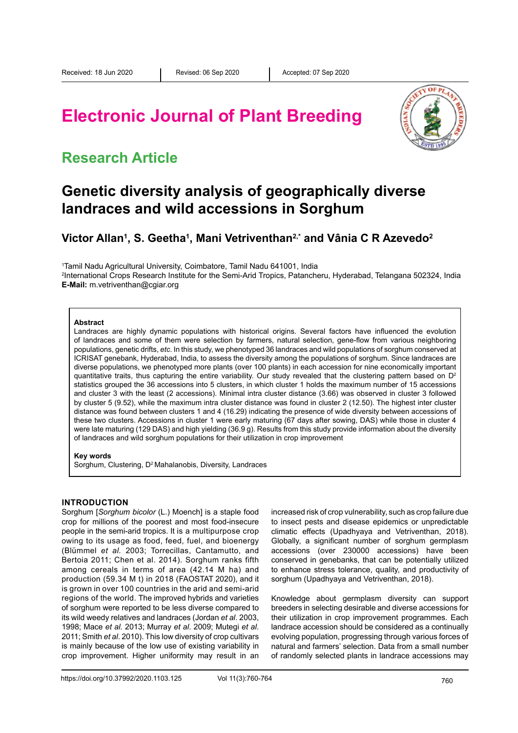Received: 18 Jun 2020 | Revised: 06 Sep 2020 | Accepted: 07 Sep 2020

# Electronic Journal of Plant Breeding

## Research Article

# Genetic diversity analysis of geographically diverse landraces and wild accessions in Sorghum

**Victor Allan[1], S. Geetha[1], Mani Vetriventhan[2,*] and Vânia C R Azevedo[2]**

[1]Tamil Nadu Agricultural University, Coimbatore, Tamil Nadu 641001, India
[2]International Crops Research Institute for the Semi-Arid Tropics, Patancheru, Hyderabad, Telangana 502324, India
**E-Mail:** m.vetriventhan@cgiar.org

### Abstract

Landraces are highly dynamic populations with historical origins. Several factors have influenced the evolution of landraces and some of them were selection by farmers, natural selection, gene-flow from various neighboring populations, genetic drifts, *etc.* In this study, we phenotyped 36 landraces and wild populations of sorghum conserved at ICRISAT genebank, Hyderabad, India, to assess the diversity among the populations of sorghum. Since landraces are diverse populations, we phenotyped more plants (over 100 plants) in each accession for nine economically important quantitative traits, thus capturing the entire variability. Our study revealed that the clustering pattern based on $D^2$ statistics grouped the 36 accessions into 5 clusters, in which cluster 1 holds the maximum number of 15 accessions and cluster 3 with the least (2 accessions). Minimal intra cluster distance (3.66) was observed in cluster 3 followed by cluster 5 (9.52), while the maximum intra cluster distance was found in cluster 2 (12.50). The highest inter cluster distance was found between clusters 1 and 4 (16.29) indicating the presence of wide diversity between accessions of these two clusters. Accessions in cluster 1 were early maturing (67 days after sowing, DAS) while those in cluster 4 were late maturing (129 DAS) and high yielding (36.9 g). Results from this study provide information about the diversity of landraces and wild sorghum populations for their utilization in crop improvement

**Key words**

Sorghum, Clustering, $D^2$ Mahalanobis, Diversity, Landraces

## INTRODUCTION

Sorghum [*Sorghum bicolor* (L.) Moench] is a staple food crop for millions of the poorest and most food-insecure people in the semi-arid tropics. It is a multipurpose crop owing to its usage as food, feed, fuel, and bioenergy (Blümmel *et al.* 2003; Torrecillas, Cantamutto, and Bertoia 2011; Chen et al. 2014). Sorghum ranks fifth among cereals in terms of area (42.14 M ha) and production (59.34 M t) in 2018 (FAOSTAT 2020), and it is grown in over 100 countries in the arid and semi-arid regions of the world. The improved hybrids and varieties of sorghum were reported to be less diverse compared to its wild weedy relatives and landraces (Jordan *et al.* 2003, 1998; Mace *et al.* 2013; Murray *et al.* 2009; Mutegi *et al.* 2011; Smith *et al.* 2010). This low diversity of crop cultivars is mainly because of the low use of existing variability in crop improvement. Higher uniformity may result in an increased risk of crop vulnerability, such as crop failure due to insect pests and disease epidemics or unpredictable climatic effects (Upadhyaya and Vetriventhan, 2018). Globally, a significant number of sorghum germplasm accessions (over 230000 accessions) have been conserved in genebanks, that can be potentially utilized to enhance stress tolerance, quality, and productivity of sorghum (Upadhyaya and Vetriventhan, 2018).

Knowledge about germplasm diversity can support breeders in selecting desirable and diverse accessions for their utilization in crop improvement programmes. Each landrace accession should be considered as a continually evolving population, progressing through various forces of natural and farmers' selection. Data from a small number of randomly selected plants in landrace accessions may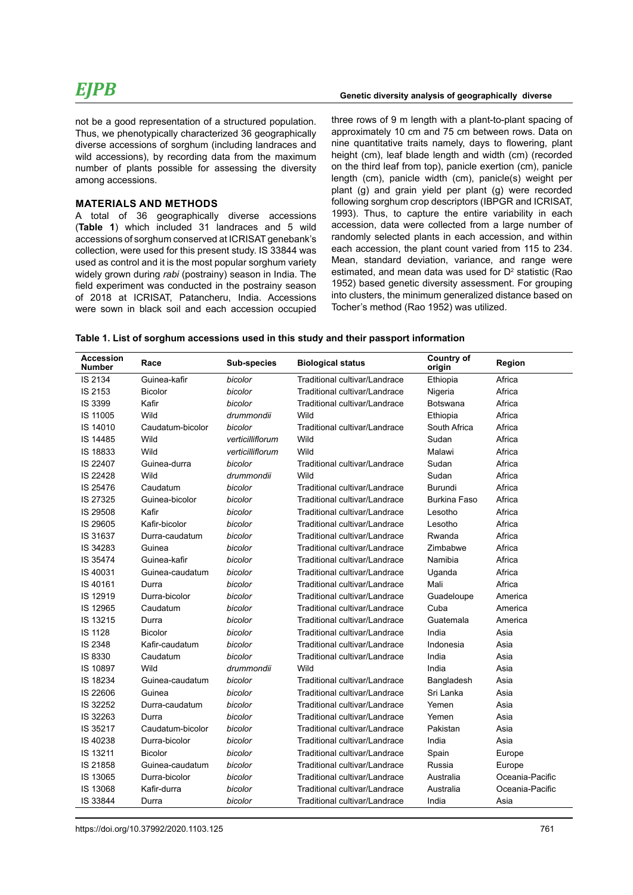not be a good representation of a structured population. Thus, we phenotypically characterized 36 geographically diverse accessions of sorghum (including landraces and wild accessions), by recording data from the maximum number of plants possible for assessing the diversity among accessions.

## MATERIALS AND METHODS

A total of 36 geographically diverse accessions (**Table 1**) which included 31 landraces and 5 wild accessions of sorghum conserved at ICRISAT genebank's collection, were used for this present study. IS 33844 was used as control and it is the most popular sorghum variety widely grown during *rabi* (postrainy) season in India. The field experiment was conducted in the postrainy season of 2018 at ICRISAT, Patancheru, India. Accessions were sown in black soil and each accession occupied three rows of 9 m length with a plant-to-plant spacing of approximately 10 cm and 75 cm between rows. Data on nine quantitative traits namely, days to flowering, plant height (cm), leaf blade length and width (cm) (recorded on the third leaf from top), panicle exertion (cm), panicle length (cm), panicle width (cm), panicle(s) weight per plant (g) and grain yield per plant (g) were recorded following sorghum crop descriptors (IBPGR and ICRISAT, 1993). Thus, to capture the entire variability in each accession, data were collected from a large number of randomly selected plants in each accession, and within each accession, the plant count varied from 115 to 234. Mean, standard deviation, variance, and range were estimated, and mean data was used for $D^2$ statistic (Rao 1952) based genetic diversity assessment. For grouping into clusters, the minimum generalized distance based on Tocher's method (Rao 1952) was utilized.

**Table 1. List of sorghum accessions used in this study and their passport information**

| Accession Number | Race | Sub-species | Biological status | Country of origin | Region |
|---|---|---|---|---|---|
| IS 2134 | Guinea-kafir | *bicolor* | Traditional cultivar/Landrace | Ethiopia | Africa |
| IS 2153 | Bicolor | *bicolor* | Traditional cultivar/Landrace | Nigeria | Africa |
| IS 3399 | Kafir | *bicolor* | Traditional cultivar/Landrace | Botswana | Africa |
| IS 11005 | Wild | *drummondii* | Wild | Ethiopia | Africa |
| IS 14010 | Caudatum-bicolor | *bicolor* | Traditional cultivar/Landrace | South Africa | Africa |
| IS 14485 | Wild | *verticilliflorum* | Wild | Sudan | Africa |
| IS 18833 | Wild | *verticilliflorum* | Wild | Malawi | Africa |
| IS 22407 | Guinea-durra | *bicolor* | Traditional cultivar/Landrace | Sudan | Africa |
| IS 22428 | Wild | *drummondii* | Wild | Sudan | Africa |
| IS 25476 | Caudatum | *bicolor* | Traditional cultivar/Landrace | Burundi | Africa |
| IS 27325 | Guinea-bicolor | *bicolor* | Traditional cultivar/Landrace | Burkina Faso | Africa |
| IS 29508 | Kafir | *bicolor* | Traditional cultivar/Landrace | Lesotho | Africa |
| IS 29605 | Kafir-bicolor | *bicolor* | Traditional cultivar/Landrace | Lesotho | Africa |
| IS 31637 | Durra-caudatum | *bicolor* | Traditional cultivar/Landrace | Rwanda | Africa |
| IS 34283 | Guinea | *bicolor* | Traditional cultivar/Landrace | Zimbabwe | Africa |
| IS 35474 | Guinea-kafir | *bicolor* | Traditional cultivar/Landrace | Namibia | Africa |
| IS 40031 | Guinea-caudatum | *bicolor* | Traditional cultivar/Landrace | Uganda | Africa |
| IS 40161 | Durra | *bicolor* | Traditional cultivar/Landrace | Mali | Africa |
| IS 12919 | Durra-bicolor | *bicolor* | Traditional cultivar/Landrace | Guadeloupe | America |
| IS 12965 | Caudatum | *bicolor* | Traditional cultivar/Landrace | Cuba | America |
| IS 13215 | Durra | *bicolor* | Traditional cultivar/Landrace | Guatemala | America |
| IS 1128 | Bicolor | *bicolor* | Traditional cultivar/Landrace | India | Asia |
| IS 2348 | Kafir-caudatum | *bicolor* | Traditional cultivar/Landrace | Indonesia | Asia |
| IS 8330 | Caudatum | *bicolor* | Traditional cultivar/Landrace | India | Asia |
| IS 10897 | Wild | *drummondii* | Wild | India | Asia |
| IS 18234 | Guinea-caudatum | *bicolor* | Traditional cultivar/Landrace | Bangladesh | Asia |
| IS 22606 | Guinea | *bicolor* | Traditional cultivar/Landrace | Sri Lanka | Asia |
| IS 32252 | Durra-caudatum | *bicolor* | Traditional cultivar/Landrace | Yemen | Asia |
| IS 32263 | Durra | *bicolor* | Traditional cultivar/Landrace | Yemen | Asia |
| IS 35217 | Caudatum-bicolor | *bicolor* | Traditional cultivar/Landrace | Pakistan | Asia |
| IS 40238 | Durra-bicolor | *bicolor* | Traditional cultivar/Landrace | India | Asia |
| IS 13211 | Bicolor | *bicolor* | Traditional cultivar/Landrace | Spain | Europe |
| IS 21858 | Guinea-caudatum | *bicolor* | Traditional cultivar/Landrace | Russia | Europe |
| IS 13065 | Durra-bicolor | *bicolor* | Traditional cultivar/Landrace | Australia | Oceania-Pacific |
| IS 13068 | Kafir-durra | *bicolor* | Traditional cultivar/Landrace | Australia | Oceania-Pacific |
| IS 33844 | Durra | *bicolor* | Traditional cultivar/Landrace | India | Asia |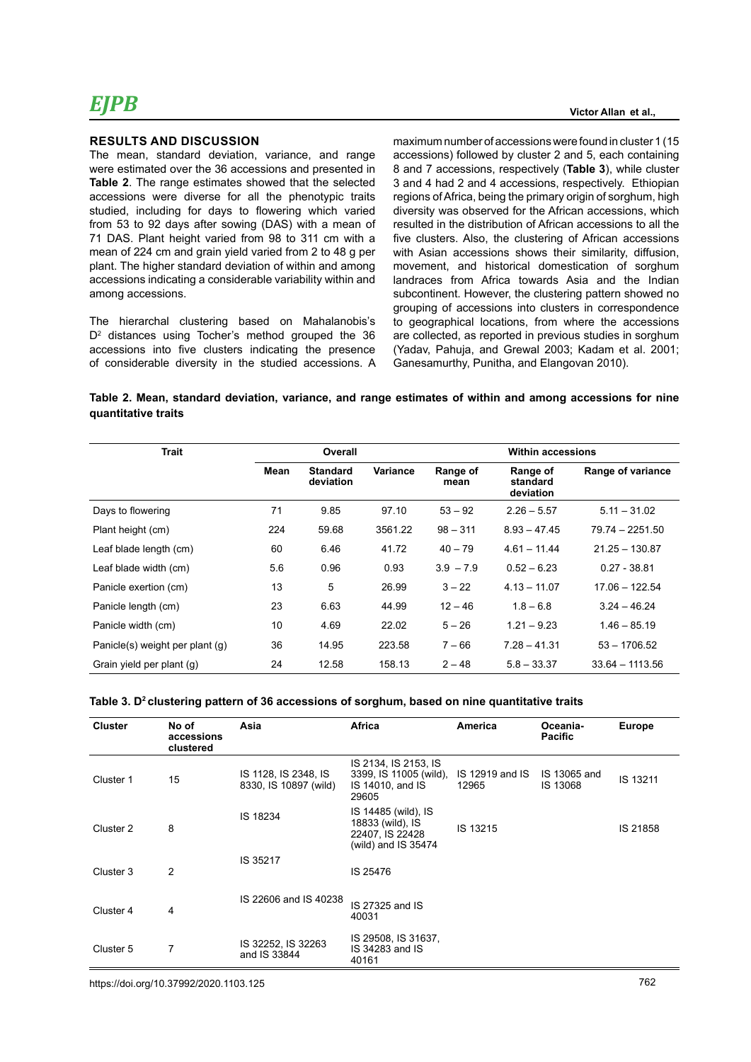## RESULTS AND DISCUSSION

The mean, standard deviation, variance, and range were estimated over the 36 accessions and presented in **Table 2**. The range estimates showed that the selected accessions were diverse for all the phenotypic traits studied, including for days to flowering which varied from 53 to 92 days after sowing (DAS) with a mean of 71 DAS. Plant height varied from 98 to 311 cm with a mean of 224 cm and grain yield varied from 2 to 48 g per plant. The higher standard deviation of within and among accessions indicating a considerable variability within and among accessions.

The hierarchal clustering based on Mahalanobis's $D^2$ distances using Tocher's method grouped the 36 accessions into five clusters indicating the presence of considerable diversity in the studied accessions. A maximum number of accessions were found in cluster 1 (15 accessions) followed by cluster 2 and 5, each containing 8 and 7 accessions, respectively (**Table 3**), while cluster 3 and 4 had 2 and 4 accessions, respectively. Ethiopian regions of Africa, being the primary origin of sorghum, high diversity was observed for the African accessions, which resulted in the distribution of African accessions to all the five clusters. Also, the clustering of African accessions with Asian accessions shows their similarity, diffusion, movement, and historical domestication of sorghum landraces from Africa towards Asia and the Indian subcontinent. However, the clustering pattern showed no grouping of accessions into clusters in correspondence to geographical locations, from where the accessions are collected, as reported in previous studies in sorghum (Yadav, Pahuja, and Grewal 2003; Kadam et al. 2001; Ganesamurthy, Punitha, and Elangovan 2010).

**Table 2. Mean, standard deviation, variance, and range estimates of within and among accessions for nine quantitative traits**

| Trait | Overall | | | | Within accessions | |
|---|---|---|---|---|---|---|
| | Mean | Standard deviation | Variance | Range of mean | Range of standard deviation | Range of variance |
| Days to flowering | 71 | 9.85 | 97.10 | 53 – 92 | 2.26 – 5.57 | 5.11 – 31.02 |
| Plant height (cm) | 224 | 59.68 | 3561.22 | 98 – 311 | 8.93 – 47.45 | 79.74 – 2251.50 |
| Leaf blade length (cm) | 60 | 6.46 | 41.72 | 40 – 79 | 4.61 – 11.44 | 21.25 – 130.87 |
| Leaf blade width (cm) | 5.6 | 0.96 | 0.93 | 3.9 – 7.9 | 0.52 – 6.23 | 0.27 - 38.81 |
| Panicle exertion (cm) | 13 | 5 | 26.99 | 3 – 22 | 4.13 – 11.07 | 17.06 – 122.54 |
| Panicle length (cm) | 23 | 6.63 | 44.99 | 12 – 46 | 1.8 – 6.8 | 3.24 – 46.24 |
| Panicle width (cm) | 10 | 4.69 | 22.02 | 5 – 26 | 1.21 – 9.23 | 1.46 – 85.19 |
| Panicle(s) weight per plant (g) | 36 | 14.95 | 223.58 | 7 – 66 | 7.28 – 41.31 | 53 – 1706.52 |
| Grain yield per plant (g) | 24 | 12.58 | 158.13 | 2 – 48 | 5.8 – 33.37 | 33.64 – 1113.56 |

**Table 3. $D^2$ clustering pattern of 36 accessions of sorghum, based on nine quantitative traits**

| Cluster | No of accessions clustered | Asia | Africa | America | Oceania-Pacific | Europe |
|---|---|---|---|---|---|---|
| Cluster 1 | 15 | IS 1128, IS 2348, IS 8330, IS 10897 (wild) | IS 2134, IS 2153, IS 3399, IS 11005 (wild), IS 14010, and IS 29605 | IS 12919 and IS 12965 | IS 13065 and IS 13068 | IS 13211 |
| Cluster 2 | 8 | IS 18234 | IS 14485 (wild), IS 18833 (wild), IS 22407, IS 22428 (wild) and IS 35474 | IS 13215 | | IS 21858 |
| Cluster 3 | 2 | IS 35217 | IS 25476 | | | |
| Cluster 4 | 4 | IS 22606 and IS 40238 | IS 27325 and IS 40031 | | | |
| Cluster 5 | 7 | IS 32252, IS 32263 and IS 33844 | IS 29508, IS 31637, IS 34283 and IS 40161 | | | |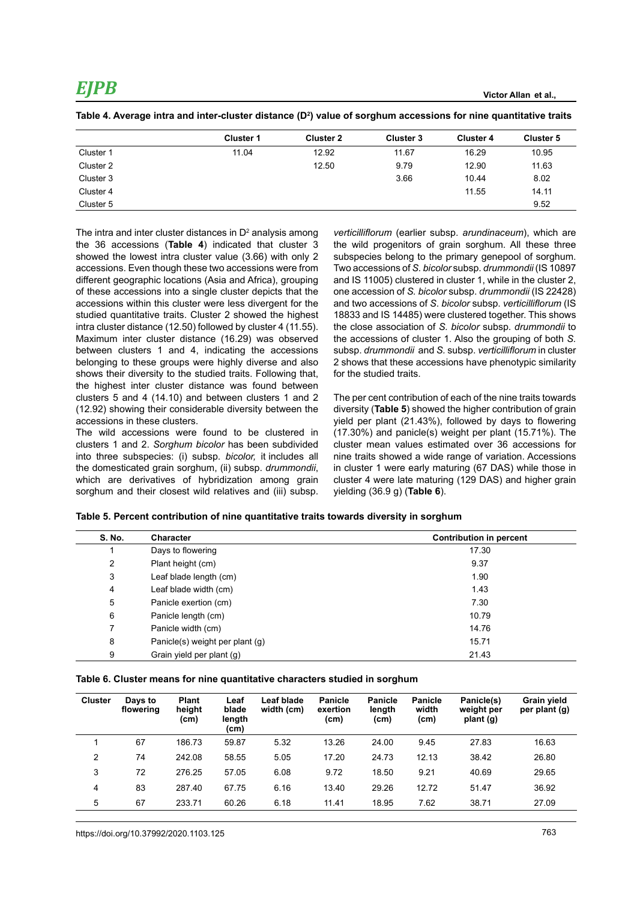**Table 4. Average intra and inter-cluster distance ($D^2$) value of sorghum accessions for nine quantitative traits**

| | Cluster 1 | Cluster 2 | Cluster 3 | Cluster 4 | Cluster 5 |
|---|---|---|---|---|---|
| Cluster 1 | 11.04 | 12.92 | 11.67 | 16.29 | 10.95 |
| Cluster 2 | | 12.50 | 9.79 | 12.90 | 11.63 |
| Cluster 3 | | | 3.66 | 10.44 | 8.02 |
| Cluster 4 | | | | 11.55 | 14.11 |
| Cluster 5 | | | | | 9.52 |

The intra and inter cluster distances in $D^2$ analysis among the 36 accessions (**Table 4**) indicated that cluster 3 showed the lowest intra cluster value (3.66) with only 2 accessions. Even though these two accessions were from different geographic locations (Asia and Africa), grouping of these accessions into a single cluster depicts that the accessions within this cluster were less divergent for the studied quantitative traits. Cluster 2 showed the highest intra cluster distance (12.50) followed by cluster 4 (11.55). Maximum inter cluster distance (16.29) was observed between clusters 1 and 4, indicating the accessions belonging to these groups were highly diverse and also shows their diversity to the studied traits. Following that, the highest inter cluster distance was found between clusters 5 and 4 (14.10) and between clusters 1 and 2 (12.92) showing their considerable diversity between the accessions in these clusters.

The wild accessions were found to be clustered in clusters 1 and 2. *Sorghum bicolor* has been subdivided into three subspecies: (i) subsp. *bicolor,* it includes all the domesticated grain sorghum, (ii) subsp. *drummondii*, which are derivatives of hybridization among grain sorghum and their closest wild relatives and (iii) subsp. *verticilliflorum* (earlier subsp. *arundinaceum*), which are the wild progenitors of grain sorghum. All these three subspecies belong to the primary genepool of sorghum. Two accessions of *S. bicolor* subsp. *drummondii* (IS 10897 and IS 11005) clustered in cluster 1, while in the cluster 2, one accession of *S. bicolor* subsp. *drummondii* (IS 22428) and two accessions of *S. bicolor* subsp. *verticilliflorum* (IS 18833 and IS 14485) were clustered together. This shows the close association of *S. bicolor* subsp. *drummondii* to the accessions of cluster 1. Also the grouping of both *S.* subsp. *drummondii* and *S.* subsp. *verticilliflorum* in cluster 2 shows that these accessions have phenotypic similarity for the studied traits.

The per cent contribution of each of the nine traits towards diversity (**Table 5**) showed the higher contribution of grain yield per plant (21.43%), followed by days to flowering (17.30%) and panicle(s) weight per plant (15.71%). The cluster mean values estimated over 36 accessions for nine traits showed a wide range of variation. Accessions in cluster 1 were early maturing (67 DAS) while those in cluster 4 were late maturing (129 DAS) and higher grain yielding (36.9 g) (**Table 6**).

**Table 5. Percent contribution of nine quantitative traits towards diversity in sorghum**

| S. No. | Character | Contribution in percent |
|---|---|---|
| 1 | Days to flowering | 17.30 |
| 2 | Plant height (cm) | 9.37 |
| 3 | Leaf blade length (cm) | 1.90 |
| 4 | Leaf blade width (cm) | 1.43 |
| 5 | Panicle exertion (cm) | 7.30 |
| 6 | Panicle length (cm) | 10.79 |
| 7 | Panicle width (cm) | 14.76 |
| 8 | Panicle(s) weight per plant (g) | 15.71 |
| 9 | Grain yield per plant (g) | 21.43 |

**Table 6. Cluster means for nine quantitative characters studied in sorghum**

| Cluster | Days to flowering | Plant height (cm) | Leaf blade length (cm) | Leaf blade width (cm) | Panicle exertion (cm) | Panicle length (cm) | Panicle width (cm) | Panicle(s) weight per plant (g) | Grain yield per plant (g) |
|---|---|---|---|---|---|---|---|---|---|
| 1 | 67 | 186.73 | 59.87 | 5.32 | 13.26 | 24.00 | 9.45 | 27.83 | 16.63 |
| 2 | 74 | 242.08 | 58.55 | 5.05 | 17.20 | 24.73 | 12.13 | 38.42 | 26.80 |
| 3 | 72 | 276.25 | 57.05 | 6.08 | 9.72 | 18.50 | 9.21 | 40.69 | 29.65 |
| 4 | 83 | 287.40 | 67.75 | 6.16 | 13.40 | 29.26 | 12.72 | 51.47 | 36.92 |
| 5 | 67 | 233.71 | 60.26 | 6.18 | 11.41 | 18.95 | 7.62 | 38.71 | 27.09 |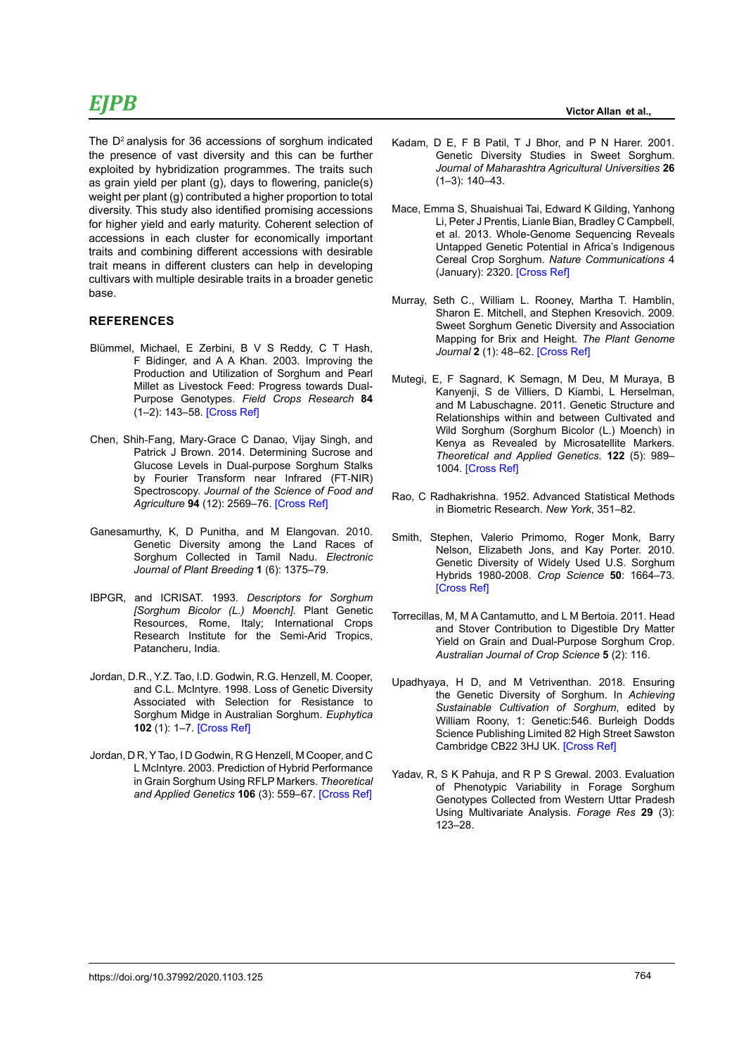The $D^2$ analysis for 36 accessions of sorghum indicated the presence of vast diversity and this can be further exploited by hybridization programmes. The traits such as grain yield per plant (g), days to flowering, panicle(s) weight per plant (g) contributed a higher proportion to total diversity. This study also identified promising accessions for higher yield and early maturity. Coherent selection of accessions in each cluster for economically important traits and combining different accessions with desirable trait means in different clusters can help in developing cultivars with multiple desirable traits in a broader genetic base.

## REFERENCES

Blümmel, Michael, E Zerbini, B V S Reddy, C T Hash, F Bidinger, and A A Khan. 2003. Improving the Production and Utilization of Sorghum and Pearl Millet as Livestock Feed: Progress towards Dual-Purpose Genotypes. *Field Crops Research* **84** (1–2): 143–58. [Cross Ref]

Chen, Shih-Fang, Mary-Grace C Danao, Vijay Singh, and Patrick J Brown. 2014. Determining Sucrose and Glucose Levels in Dual-purpose Sorghum Stalks by Fourier Transform near Infrared (FT-NIR) Spectroscopy. *Journal of the Science of Food and Agriculture* **94** (12): 2569–76. [Cross Ref]

Ganesamurthy, K, D Punitha, and M Elangovan. 2010. Genetic Diversity among the Land Races of Sorghum Collected in Tamil Nadu. *Electronic Journal of Plant Breeding* **1** (6): 1375–79.

IBPGR, and ICRISAT. 1993. *Descriptors for Sorghum [Sorghum Bicolor (L.) Moench].* Plant Genetic Resources, Rome, Italy; International Crops Research Institute for the Semi-Arid Tropics, Patancheru, India.

Jordan, D.R., Y.Z. Tao, I.D. Godwin, R.G. Henzell, M. Cooper, and C.L. McIntyre. 1998. Loss of Genetic Diversity Associated with Selection for Resistance to Sorghum Midge in Australian Sorghum. *Euphytica* **102** (1): 1–7. [Cross Ref]

Jordan, D R, Y Tao, I D Godwin, R G Henzell, M Cooper, and C L McIntyre. 2003. Prediction of Hybrid Performance in Grain Sorghum Using RFLP Markers. *Theoretical and Applied Genetics* **106** (3): 559–67. [Cross Ref]

Kadam, D E, F B Patil, T J Bhor, and P N Harer. 2001. Genetic Diversity Studies in Sweet Sorghum. *Journal of Maharashtra Agricultural Universities* **26** (1–3): 140–43.

Mace, Emma S, Shuaishuai Tai, Edward K Gilding, Yanhong Li, Peter J Prentis, Lianle Bian, Bradley C Campbell, et al. 2013. Whole-Genome Sequencing Reveals Untapped Genetic Potential in Africa's Indigenous Cereal Crop Sorghum. *Nature Communications* 4 (January): 2320. [Cross Ref]

Murray, Seth C., William L. Rooney, Martha T. Hamblin, Sharon E. Mitchell, and Stephen Kresovich. 2009. Sweet Sorghum Genetic Diversity and Association Mapping for Brix and Height. *The Plant Genome Journal* **2** (1): 48–62. [Cross Ref]

Mutegi, E, F Sagnard, K Semagn, M Deu, M Muraya, B Kanyenji, S de Villiers, D Kiambi, L Herselman, and M Labuschagne. 2011. Genetic Structure and Relationships within and between Cultivated and Wild Sorghum (Sorghum Bicolor (L.) Moench) in Kenya as Revealed by Microsatellite Markers. *Theoretical and Applied Genetics.* **122** (5): 989–1004. [Cross Ref]

Rao, C Radhakrishna. 1952. Advanced Statistical Methods in Biometric Research. *New York*, 351–82.

Smith, Stephen, Valerio Primomo, Roger Monk, Barry Nelson, Elizabeth Jons, and Kay Porter. 2010. Genetic Diversity of Widely Used U.S. Sorghum Hybrids 1980-2008. *Crop Science* **50**: 1664–73. [Cross Ref]

Torrecillas, M, M A Cantamutto, and L M Bertoia. 2011. Head and Stover Contribution to Digestible Dry Matter Yield on Grain and Dual-Purpose Sorghum Crop. *Australian Journal of Crop Science* **5** (2): 116.

Upadhyaya, H D, and M Vetriventhan. 2018. Ensuring the Genetic Diversity of Sorghum. In *Achieving Sustainable Cultivation of Sorghum*, edited by William Roony, 1: Genetic:546. Burleigh Dodds Science Publishing Limited 82 High Street Sawston Cambridge CB22 3HJ UK. [Cross Ref]

Yadav, R, S K Pahuja, and R P S Grewal. 2003. Evaluation of Phenotypic Variability in Forage Sorghum Genotypes Collected from Western Uttar Pradesh Using Multivariate Analysis. *Forage Res* **29** (3): 123–28.